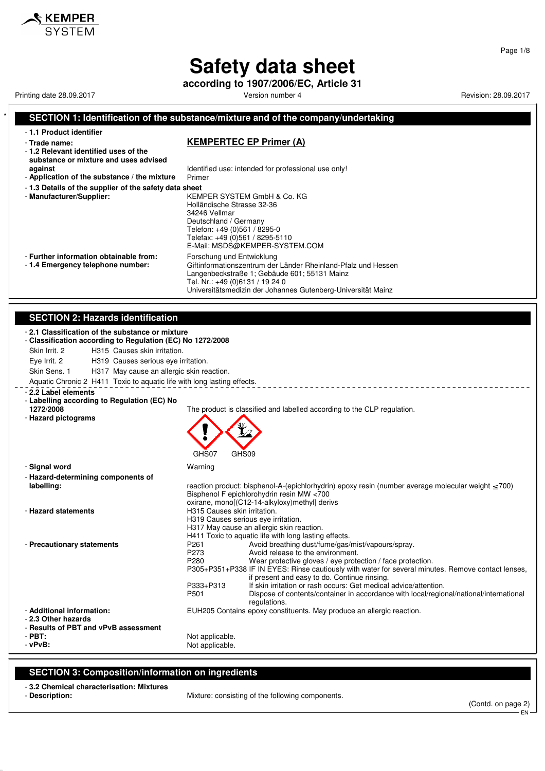KEMPER SYSTEM

# Safety data sheet

**according to 1907/2006/EC, Article 31**

Printing date 28.09.2017 Version number 4 Revision: 28.09.2017

## SECTION 1: Identification of the substance/mixture and of the company/undertaking

- **1.1 Product identifier**
- **Trade name:** **KEMPERTEC EP Primer (A)**
- **1.2 Relevant identified uses of the substance or mixture and uses advised against** Identified use: intended for professional use only!
- **Application of the substance / the mixture** Primer
- **1.3 Details of the supplier of the safety data sheet**
- **Manufacturer/Supplier:**
  KEMPER SYSTEM GmbH & Co. KG
  Holländische Strasse 32-36
  34246 Vellmar
  Deutschland / Germany
  Telefon: +49 (0)561 / 8295-0
  Telefax: +49 (0)561 / 8295-5110
  E-Mail: MSDS@KEMPER-SYSTEM.COM
- **Further information obtainable from:** Forschung und Entwicklung
- **1.4 Emergency telephone number:**
  Giftinformationszentrum der Länder Rheinland-Pfalz und Hessen
  Langenbeckstraße 1; Gebäude 601; 55131 Mainz
  Tel. Nr.: +49 (0)6131 / 19 24 0
  Universitätsmedizin der Johannes Gutenberg-Universität Mainz

## SECTION 2: Hazards identification

- **2.1 Classification of the substance or mixture**
- **Classification according to Regulation (EC) No 1272/2008**

Skin Irrit. 2 H315 Causes skin irritation.

Eye Irrit. 2 H319 Causes serious eye irritation.

Skin Sens. 1 H317 May cause an allergic skin reaction.

Aquatic Chronic 2 H411 Toxic to aquatic life with long lasting effects.

- **2.2 Label elements**
- **Labelling according to Regulation (EC) No 1272/2008** The product is classified and labelled according to the CLP regulation.
- **Hazard pictograms**

GHS07 GHS09

- **Signal word** Warning
- **Hazard-determining components of labelling:**
  reaction product: bisphenol-A-(epichlorhydrin) epoxy resin (number average molecular weight ≤700)
  Bisphenol F epichlorohydrin resin MW <700
  oxirane, mono[(C12-14-alkyloxy)methyl] derivs
- **Hazard statements**
  H315 Causes skin irritation.
  H319 Causes serious eye irritation.
  H317 May cause an allergic skin reaction.
  H411 Toxic to aquatic life with long lasting effects.
- **Precautionary statements**
  P261 Avoid breathing dust/fume/gas/mist/vapours/spray.
  P273 Avoid release to the environment.
  P280 Wear protective gloves / eye protection / face protection.
  P305+P351+P338 IF IN EYES: Rinse cautiously with water for several minutes. Remove contact lenses, if present and easy to do. Continue rinsing.
  P333+P313 If skin irritation or rash occurs: Get medical advice/attention.
  P501 Dispose of contents/container in accordance with local/regional/national/international regulations.
- **Additional information:** EUH205 Contains epoxy constituents. May produce an allergic reaction.
- **2.3 Other hazards**
- **Results of PBT and vPvB assessment**
- **PBT:** Not applicable.
- **vPvB:** Not applicable.

## SECTION 3: Composition/information on ingredients

- **3.2 Chemical characterisation: Mixtures**
- **Description:** Mixture: consisting of the following components.

(Contd. on page 2)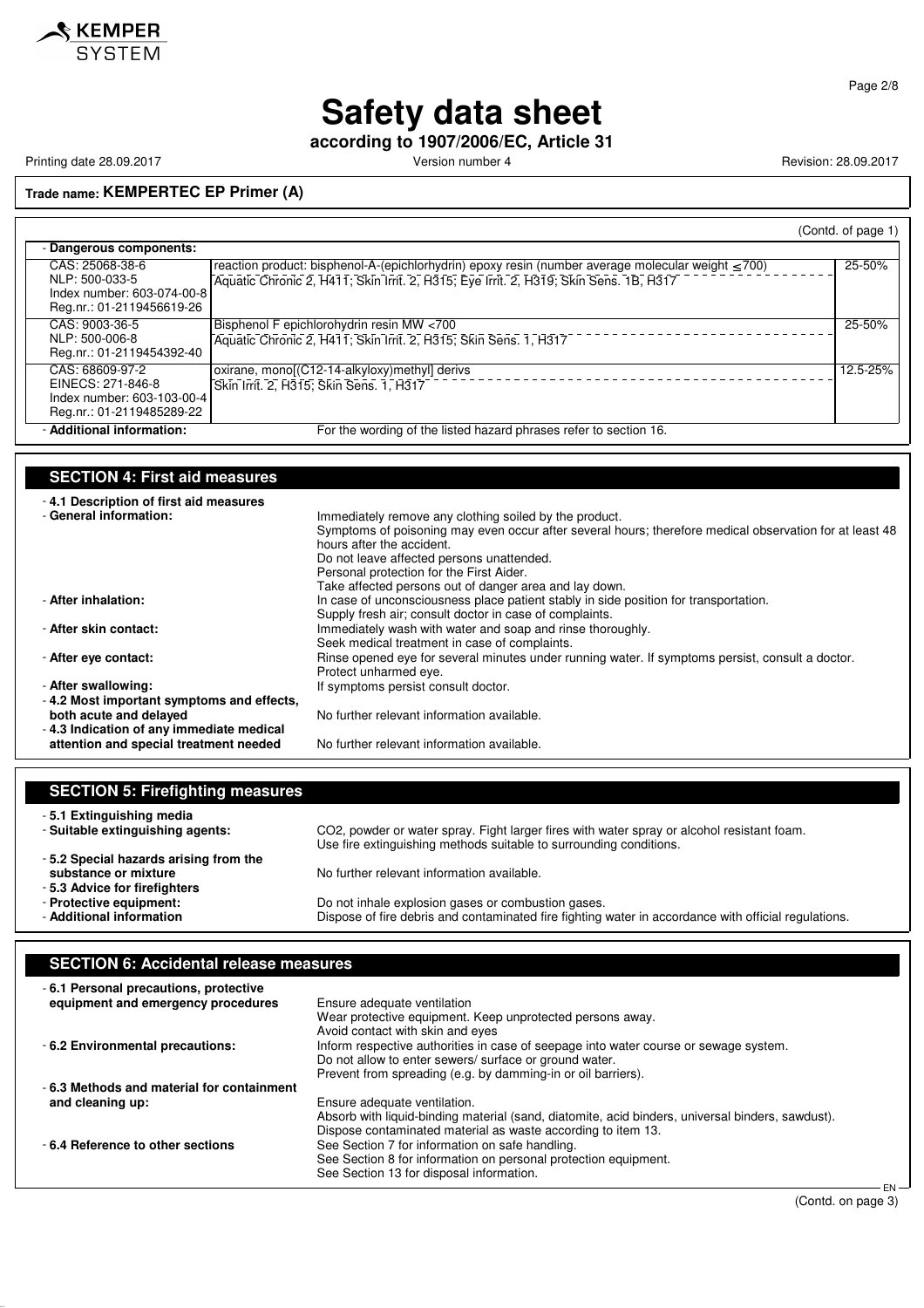# Safety data sheet

**according to 1907/2006/EC, Article 31**

Printing date 28.09.2017 | Version number 4 | Revision: 28.09.2017

**Trade name: KEMPERTEC EP Primer (A)**

(Contd. of page 1)

- **Dangerous components:**

| Identifiers | Component / Classification | Concentration |
|---|---|---|
| CAS: 25068-38-6<br>NLP: 500-033-5<br>Index number: 603-074-00-8<br>Reg.nr.: 01-2119456619-26 | reaction product: bisphenol-A-(epichlorhydrin) epoxy resin (number average molecular weight ≤ 700)<br>Aquatic Chronic 2, H411; Skin Irrit. 2, H315; Eye Irrit. 2, H319; Skin Sens. 1B, H317 | 25-50% |
| CAS: 9003-36-5<br>NLP: 500-006-8<br>Reg.nr.: 01-2119454392-40 | Bisphenol F epichlorohydrin resin MW <700<br>Aquatic Chronic 2, H411; Skin Irrit. 2, H315; Skin Sens. 1, H317 | 25-50% |
| CAS: 68609-97-2<br>EINECS: 271-846-8<br>Index number: 603-103-00-4<br>Reg.nr.: 01-2119485289-22 | oxirane, mono[(C12-14-alkyloxy)methyl] derivs<br>Skin Irrit. 2, H315; Skin Sens. 1, H317 | 12.5-25% |

- **Additional information:** For the wording of the listed hazard phrases refer to section 16.

## SECTION 4: First aid measures

- **4.1 Description of first aid measures**
- **General information:** Immediately remove any clothing soiled by the product.
  Symptoms of poisoning may even occur after several hours; therefore medical observation for at least 48 hours after the accident.
  Do not leave affected persons unattended.
  Personal protection for the First Aider.
  Take affected persons out of danger area and lay down.
- **After inhalation:** In case of unconsciousness place patient stably in side position for transportation.
  Supply fresh air; consult doctor in case of complaints.
- **After skin contact:** Immediately wash with water and soap and rinse thoroughly.
  Seek medical treatment in case of complaints.
- **After eye contact:** Rinse opened eye for several minutes under running water. If symptoms persist, consult a doctor.
  Protect unharmed eye.
- **After swallowing:** If symptoms persist consult doctor.
- **4.2 Most important symptoms and effects, both acute and delayed** No further relevant information available.
- **4.3 Indication of any immediate medical attention and special treatment needed** No further relevant information available.

## SECTION 5: Firefighting measures

- **5.1 Extinguishing media**
- **Suitable extinguishing agents:** $CO_2$, powder or water spray. Fight larger fires with water spray or alcohol resistant foam.
  Use fire extinguishing methods suitable to surrounding conditions.
- **5.2 Special hazards arising from the substance or mixture** No further relevant information available.
- **5.3 Advice for firefighters**
- **Protective equipment:** Do not inhale explosion gases or combustion gases.
- **Additional information** Dispose of fire debris and contaminated fire fighting water in accordance with official regulations.

## SECTION 6: Accidental release measures

- **6.1 Personal precautions, protective equipment and emergency procedures** Ensure adequate ventilation
  Wear protective equipment. Keep unprotected persons away.
  Avoid contact with skin and eyes
- **6.2 Environmental precautions:** Inform respective authorities in case of seepage into water course or sewage system.
  Do not allow to enter sewers/ surface or ground water.
  Prevent from spreading (e.g. by damming-in or oil barriers).
- **6.3 Methods and material for containment and cleaning up:** Ensure adequate ventilation.
  Absorb with liquid-binding material (sand, diatomite, acid binders, universal binders, sawdust).
  Dispose contaminated material as waste according to item 13.
- **6.4 Reference to other sections** See Section 7 for information on safe handling.
  See Section 8 for information on personal protection equipment.
  See Section 13 for disposal information.

(Contd. on page 3)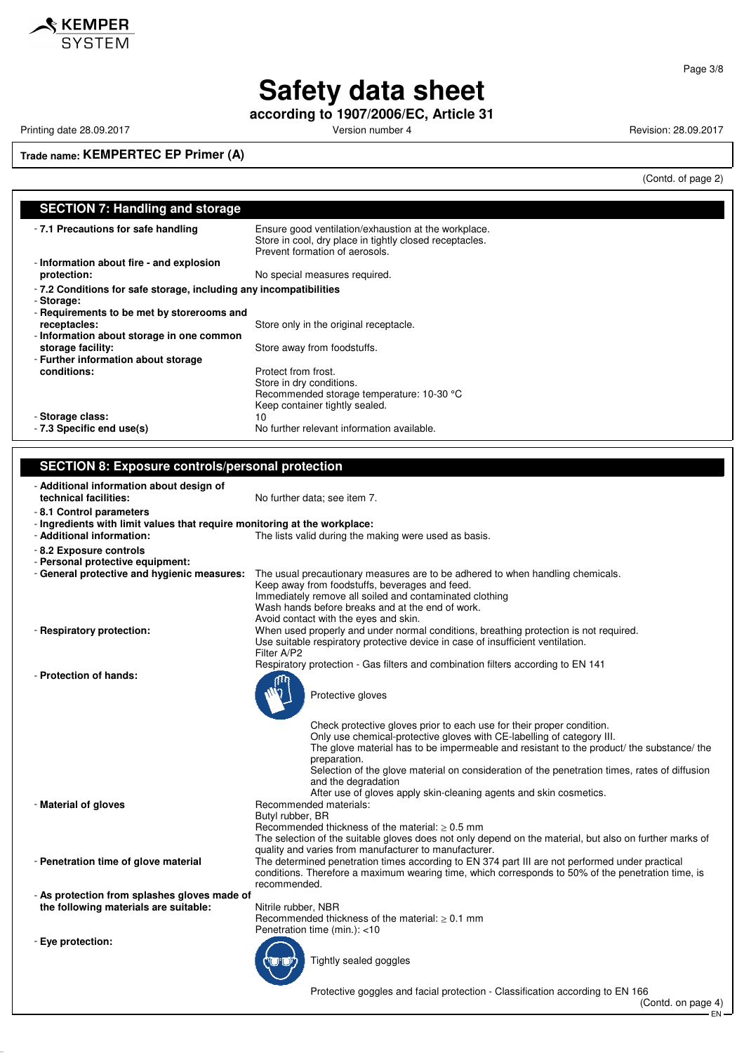# Safety data sheet

**according to 1907/2006/EC, Article 31**

Printing date 28.09.2017 Version number 4 Revision: 28.09.2017

**Trade name: KEMPERTEC EP Primer (A)**

(Contd. of page 2)

## SECTION 7: Handling and storage

- **7.1 Precautions for safe handling** Ensure good ventilation/exhaustion at the workplace. Store in cool, dry place in tightly closed receptacles. Prevent formation of aerosols.
- **Information about fire - and explosion protection:** No special measures required.
- **7.2 Conditions for safe storage, including any incompatibilities**
- **Storage:**
- **Requirements to be met by storerooms and receptacles:** Store only in the original receptacle.
- **Information about storage in one common storage facility:** Store away from foodstuffs.
- **Further information about storage conditions:** Protect from frost. Store in dry conditions. Recommended storage temperature: 10-30 °C Keep container tightly sealed.
- **Storage class:** 10
- **7.3 Specific end use(s)** No further relevant information available.

## SECTION 8: Exposure controls/personal protection

- **Additional information about design of technical facilities:** No further data; see item 7.
- **8.1 Control parameters**
- **Ingredients with limit values that require monitoring at the workplace:**
- **Additional information:** The lists valid during the making were used as basis.
- **8.2 Exposure controls**
- **Personal protective equipment:**
- **General protective and hygienic measures:** The usual precautionary measures are to be adhered to when handling chemicals. Keep away from foodstuffs, beverages and feed. Immediately remove all soiled and contaminated clothing Wash hands before breaks and at the end of work. Avoid contact with the eyes and skin.
- **Respiratory protection:** When used properly and under normal conditions, breathing protection is not required. Use suitable respiratory protective device in case of insufficient ventilation. Filter A/P2 Respiratory protection - Gas filters and combination filters according to EN 141
- **Protection of hands:**

  Protective gloves

  Check protective gloves prior to each use for their proper condition.
  Only use chemical-protective gloves with CE-labelling of category III.
  The glove material has to be impermeable and resistant to the product/ the substance/ the preparation.
  Selection of the glove material on consideration of the penetration times, rates of diffusion and the degradation
  After use of gloves apply skin-cleaning agents and skin cosmetics.
- **Material of gloves** Recommended materials: Butyl rubber, BR Recommended thickness of the material: ≥ 0.5 mm The selection of the suitable gloves does not only depend on the material, but also on further marks of quality and varies from manufacturer to manufacturer.
- **Penetration time of glove material** The determined penetration times according to EN 374 part III are not performed under practical conditions. Therefore a maximum wearing time, which corresponds to 50% of the penetration time, is recommended.
- **As protection from splashes gloves made of the following materials are suitable:** Nitrile rubber, NBR Recommended thickness of the material: ≥ 0.1 mm Penetration time (min.): <10
- **Eye protection:**

  Tightly sealed goggles

  Protective goggles and facial protection - Classification according to EN 166

(Contd. on page 4)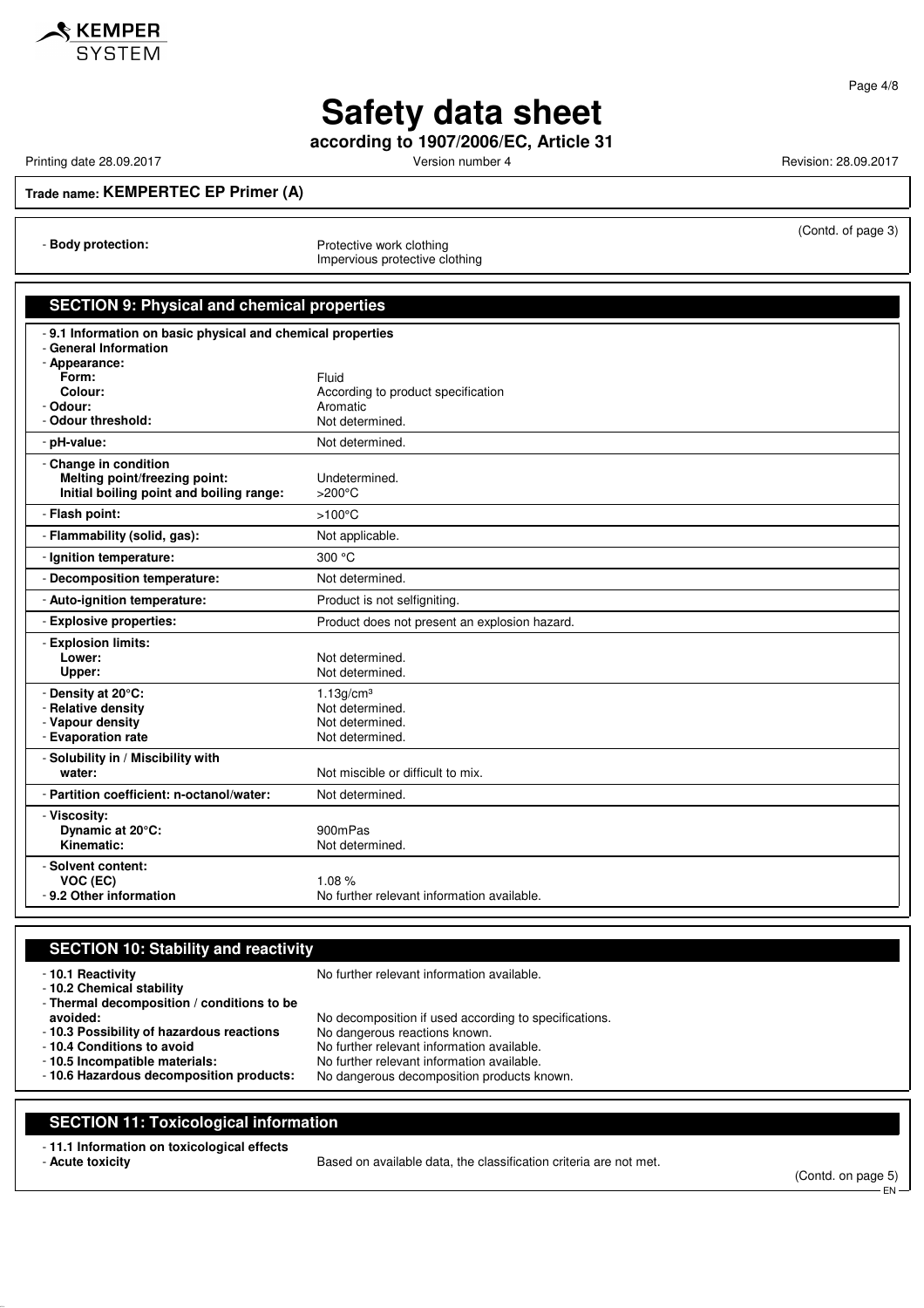**Trade name: KEMPERTEC EP Primer (A)**

(Contd. of page 3)

- **Body protection:** Protective work clothing
  Impervious protective clothing

## SECTION 9: Physical and chemical properties

- **9.1 Information on basic physical and chemical properties**
- **General Information**
- **Appearance:**

| | |
|---|---|
| **Form:** | Fluid |
| **Colour:** | According to product specification |
| - **Odour:** | Aromatic |
| - **Odour threshold:** | Not determined. |
| - **pH-value:** | Not determined. |
| - **Change in condition** | |
| **Melting point/freezing point:** | Undetermined. |
| **Initial boiling point and boiling range:** | >200°C |
| - **Flash point:** | >100°C |
| - **Flammability (solid, gas):** | Not applicable. |
| - **Ignition temperature:** | 300 °C |
| - **Decomposition temperature:** | Not determined. |
| - **Auto-ignition temperature:** | Product is not selfigniting. |
| - **Explosive properties:** | Product does not present an explosion hazard. |
| - **Explosion limits:** | |
| **Lower:** | Not determined. |
| **Upper:** | Not determined. |
| - **Density at 20°C:** | 1.13g/cm³ |
| - **Relative density** | Not determined. |
| - **Vapour density** | Not determined. |
| - **Evaporation rate** | Not determined. |
| - **Solubility in / Miscibility with water:** | Not miscible or difficult to mix. |
| - **Partition coefficient: n-octanol/water:** | Not determined. |
| - **Viscosity:** | |
| **Dynamic at 20°C:** | 900mPas |
| **Kinematic:** | Not determined. |
| - **Solvent content:** | |
| **VOC (EC)** | 1.08 % |
| - **9.2 Other information** | No further relevant information available. |

## SECTION 10: Stability and reactivity

| | |
|---|---|
| - **10.1 Reactivity** | No further relevant information available. |
| - **10.2 Chemical stability** | |
| - **Thermal decomposition / conditions to be avoided:** | No decomposition if used according to specifications. |
| - **10.3 Possibility of hazardous reactions** | No dangerous reactions known. |
| - **10.4 Conditions to avoid** | No further relevant information available. |
| - **10.5 Incompatible materials:** | No further relevant information available. |
| - **10.6 Hazardous decomposition products:** | No dangerous decomposition products known. |

## SECTION 11: Toxicological information

- **11.1 Information on toxicological effects**
- **Acute toxicity** Based on available data, the classification criteria are not met.

(Contd. on page 5)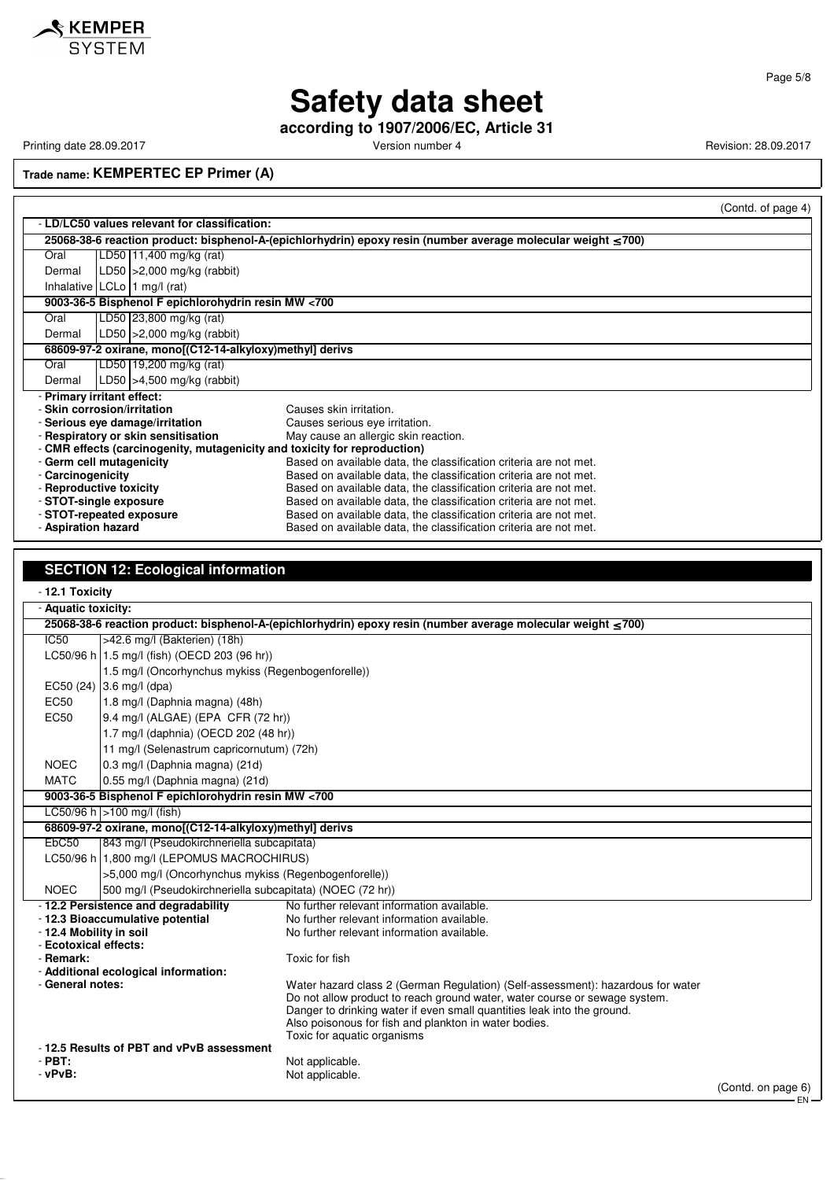# Safety data sheet

**according to 1907/2006/EC, Article 31**

Printing date 28.09.2017 | Version number 4 | Revision: 28.09.2017

**Trade name: KEMPERTEC EP Primer (A)**

(Contd. of page 4)

- **LD/LC50 values relevant for classification:**

| | | |
|---|---|---|
| **25068-38-6 reaction product: bisphenol-A-(epichlorhydrin) epoxy resin (number average molecular weight ≤700)** | | |
| Oral | LD50 | 11,400 mg/kg (rat) |
| Dermal | LD50 | >2,000 mg/kg (rabbit) |
| Inhalative | LCLo | 1 mg/l (rat) |
| **9003-36-5 Bisphenol F epichlorohydrin resin MW <700** | | |
| Oral | LD50 | 23,800 mg/kg (rat) |
| Dermal | LD50 | >2,000 mg/kg (rabbit) |
| **68609-97-2 oxirane, mono[(C12-14-alkyloxy)methyl] derivs** | | |
| Oral | LD50 | 19,200 mg/kg (rat) |
| Dermal | LD50 | >4,500 mg/kg (rabbit) |

- **Primary irritant effect:**
- **Skin corrosion/irritation** Causes skin irritation.
- **Serious eye damage/irritation** Causes serious eye irritation.
- **Respiratory or skin sensitisation** May cause an allergic skin reaction.
- **CMR effects (carcinogenity, mutagenicity and toxicity for reproduction)**
- **Germ cell mutagenicity** Based on available data, the classification criteria are not met.
- **Carcinogenicity** Based on available data, the classification criteria are not met.
- **Reproductive toxicity** Based on available data, the classification criteria are not met.
- **STOT-single exposure** Based on available data, the classification criteria are not met.
- **STOT-repeated exposure** Based on available data, the classification criteria are not met.
- **Aspiration hazard** Based on available data, the classification criteria are not met.

## SECTION 12: Ecological information

- **12.1 Toxicity**
- **Aquatic toxicity:**

| | |
|---|---|
| **25068-38-6 reaction product: bisphenol-A-(epichlorhydrin) epoxy resin (number average molecular weight ≤700)** | |
| IC50 | >42.6 mg/l (Bakterien) (18h) |
| LC50/96 h | 1.5 mg/l (fish) (OECD 203 (96 hr)) |
| | 1.5 mg/l (Oncorhynchus mykiss (Regenbogenforelle)) |
| EC50 (24) | 3.6 mg/l (dpa) |
| EC50 | 1.8 mg/l (Daphnia magna) (48h) |
| EC50 | 9.4 mg/l (ALGAE) (EPA CFR (72 hr)) |
| | 1.7 mg/l (daphnia) (OECD 202 (48 hr)) |
| | 11 mg/l (Selenastrum capricornutum) (72h) |
| NOEC | 0.3 mg/l (Daphnia magna) (21d) |
| MATC | 0.55 mg/l (Daphnia magna) (21d) |
| **9003-36-5 Bisphenol F epichlorohydrin resin MW <700** | |
| LC50/96 h | >100 mg/l (fish) |
| **68609-97-2 oxirane, mono[(C12-14-alkyloxy)methyl] derivs** | |
| EbC50 | 843 mg/l (Pseudokirchneriella subcapitata) |
| LC50/96 h | 1,800 mg/l (LEPOMUS MACROCHIRUS) |
| | >5,000 mg/l (Oncorhynchus mykiss (Regenbogenforelle)) |
| NOEC | 500 mg/l (Pseudokirchneriella subcapitata) (NOEC (72 hr)) |

- **12.2 Persistence and degradability** No further relevant information available.
- **12.3 Bioaccumulative potential** No further relevant information available.
- **12.4 Mobility in soil** No further relevant information available.
- **Ecotoxical effects:**
- **Remark:** Toxic for fish
- **Additional ecological information:**
- **General notes:** Water hazard class 2 (German Regulation) (Self-assessment): hazardous for water
  Do not allow product to reach ground water, water course or sewage system.
  Danger to drinking water if even small quantities leak into the ground.
  Also poisonous for fish and plankton in water bodies.
  Toxic for aquatic organisms
- **12.5 Results of PBT and vPvB assessment**
- **PBT:** Not applicable.
- **vPvB:** Not applicable.

(Contd. on page 6)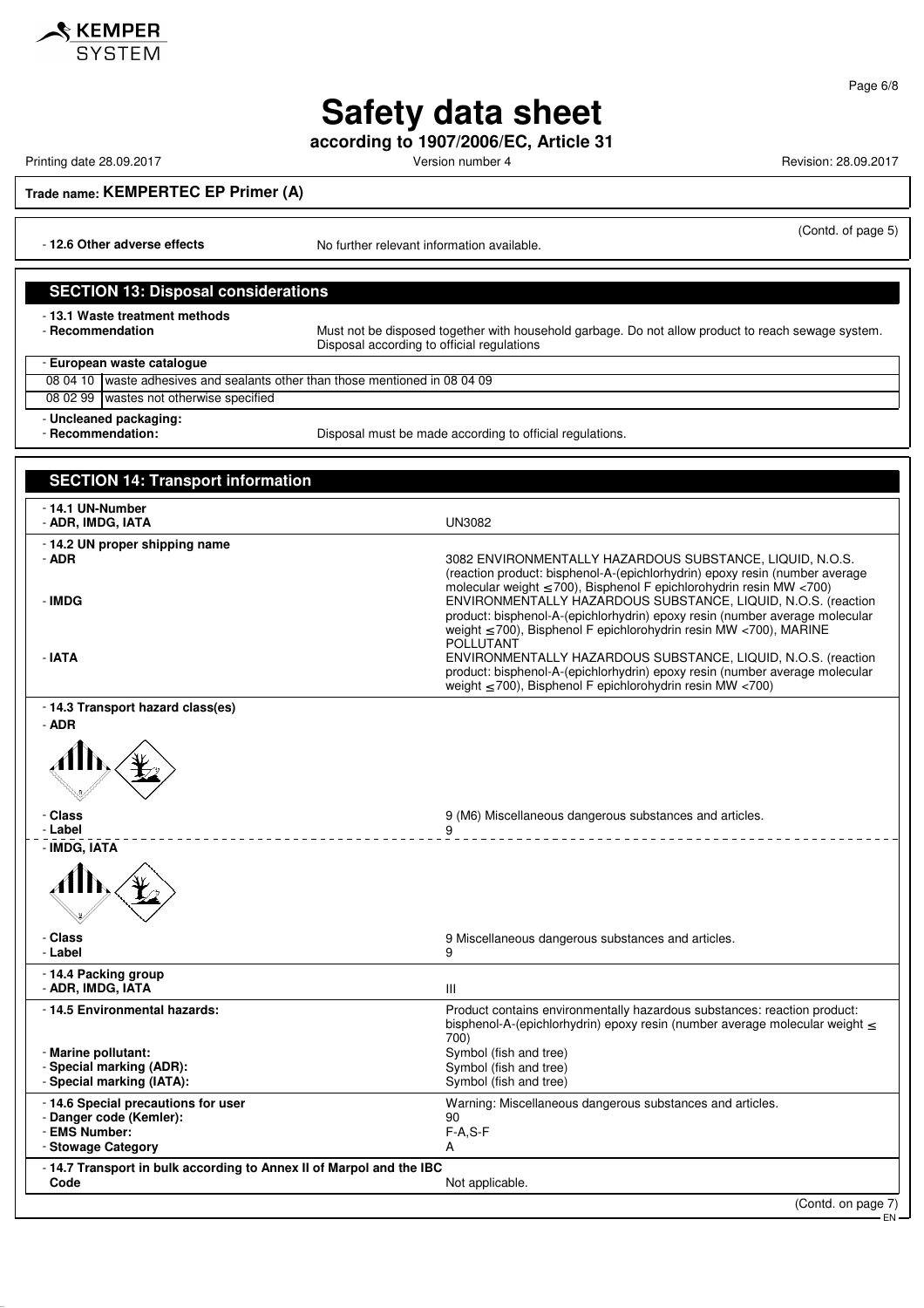(Contd. of page 5)

- **12.6 Other adverse effects** No further relevant information available.

## SECTION 13: Disposal considerations

- **13.1 Waste treatment methods**
- **Recommendation** Must not be disposed together with household garbage. Do not allow product to reach sewage system. Disposal according to official regulations

- **European waste catalogue**

| | |
|---|---|
| 08 04 10 | waste adhesives and sealants other than those mentioned in 08 04 09 |
| 08 02 99 | wastes not otherwise specified |

- **Uncleaned packaging:**
- **Recommendation:** Disposal must be made according to official regulations.

## SECTION 14: Transport information

- **14.1 UN-Number**
- **ADR, IMDG, IATA** UN3082

- **14.2 UN proper shipping name**
- **ADR** 3082 ENVIRONMENTALLY HAZARDOUS SUBSTANCE, LIQUID, N.O.S. (reaction product: bisphenol-A-(epichlorhydrin) epoxy resin (number average molecular weight ≤700), Bisphenol F epichlorohydrin resin MW <700)
- **IMDG** ENVIRONMENTALLY HAZARDOUS SUBSTANCE, LIQUID, N.O.S. (reaction product: bisphenol-A-(epichlorhydrin) epoxy resin (number average molecular weight ≤700), Bisphenol F epichlorohydrin resin MW <700), MARINE POLLUTANT
- **IATA** ENVIRONMENTALLY HAZARDOUS SUBSTANCE, LIQUID, N.O.S. (reaction product: bisphenol-A-(epichlorhydrin) epoxy resin (number average molecular weight ≤700), Bisphenol F epichlorohydrin resin MW <700)

- **14.3 Transport hazard class(es)**
- **ADR**
- **Class** 9 (M6) Miscellaneous dangerous substances and articles.
- **Label** 9

- **IMDG, IATA**
- **Class** 9 Miscellaneous dangerous substances and articles.
- **Label** 9

- **14.4 Packing group**
- **ADR, IMDG, IATA** III

- **14.5 Environmental hazards:** Product contains environmentally hazardous substances: reaction product: bisphenol-A-(epichlorhydrin) epoxy resin (number average molecular weight ≤ 700)
- **Marine pollutant:** Symbol (fish and tree)
- **Special marking (ADR):** Symbol (fish and tree)
- **Special marking (IATA):** Symbol (fish and tree)

- **14.6 Special precautions for user** Warning: Miscellaneous dangerous substances and articles.
- **Danger code (Kemler):** 90
- **EMS Number:** F-A,S-F
- **Stowage Category** A

- **14.7 Transport in bulk according to Annex II of Marpol and the IBC Code** Not applicable.

(Contd. on page 7)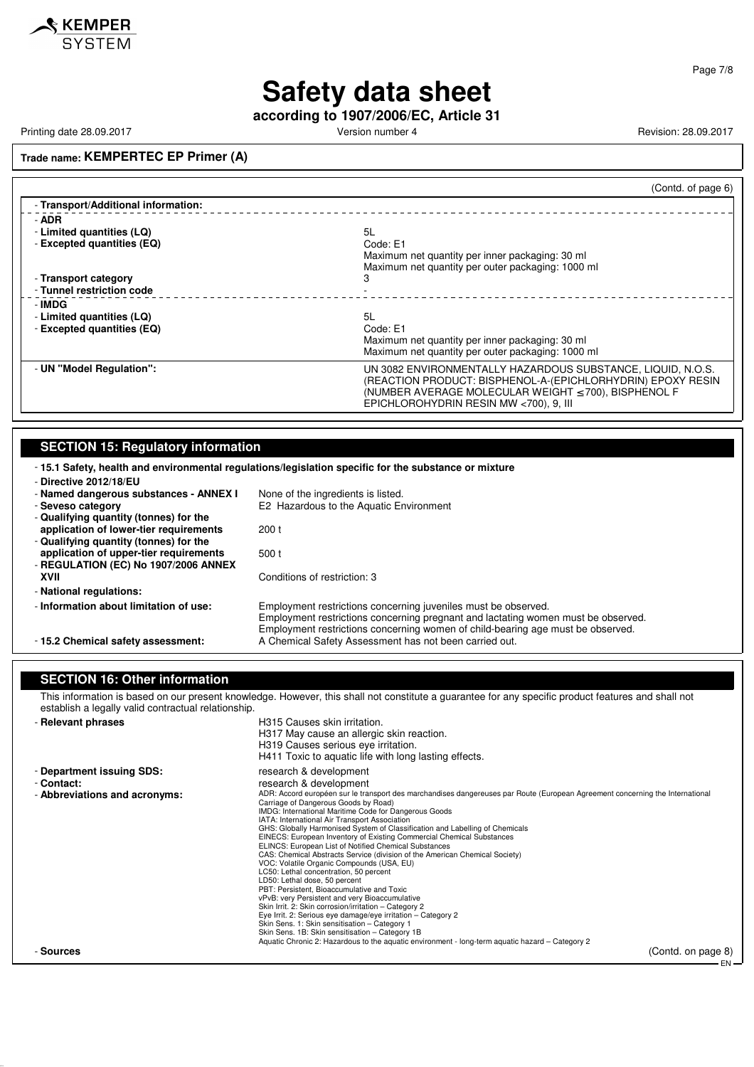**Trade name: KEMPERTEC EP Primer (A)**

(Contd. of page 6)

- **Transport/Additional information:**
- **ADR**
- **Limited quantities (LQ)** 5L
- **Excepted quantities (EQ)** Code: E1
  Maximum net quantity per inner packaging: 30 ml
  Maximum net quantity per outer packaging: 1000 ml
- **Transport category** 3
- **Tunnel restriction code** -
- **IMDG**
- **Limited quantities (LQ)** 5L
- **Excepted quantities (EQ)** Code: E1
  Maximum net quantity per inner packaging: 30 ml
  Maximum net quantity per outer packaging: 1000 ml
- **UN "Model Regulation":** UN 3082 ENVIRONMENTALLY HAZARDOUS SUBSTANCE, LIQUID, N.O.S. (REACTION PRODUCT: BISPHENOL-A-(EPICHLORHYDRIN) EPOXY RESIN (NUMBER AVERAGE MOLECULAR WEIGHT ≤700), BISPHENOL F EPICHLOROHYDRIN RESIN MW <700), 9, III

## SECTION 15: Regulatory information

- **15.1 Safety, health and environmental regulations/legislation specific for the substance or mixture**
- **Directive 2012/18/EU**
- **Named dangerous substances - ANNEX I** None of the ingredients is listed.
- **Seveso category** E2 Hazardous to the Aquatic Environment
- **Qualifying quantity (tonnes) for the application of lower-tier requirements** 200 t
- **Qualifying quantity (tonnes) for the application of upper-tier requirements** 500 t
- **REGULATION (EC) No 1907/2006 ANNEX XVII** Conditions of restriction: 3
- **National regulations:**
- **Information about limitation of use:** Employment restrictions concerning juveniles must be observed.
  Employment restrictions concerning pregnant and lactating women must be observed.
  Employment restrictions concerning women of child-bearing age must be observed.
- **15.2 Chemical safety assessment:** A Chemical Safety Assessment has not been carried out.

## SECTION 16: Other information

This information is based on our present knowledge. However, this shall not constitute a guarantee for any specific product features and shall not establish a legally valid contractual relationship.

- **Relevant phrases**
  H315 Causes skin irritation.
  H317 May cause an allergic skin reaction.
  H319 Causes serious eye irritation.
  H411 Toxic to aquatic life with long lasting effects.
- **Department issuing SDS:** research & development
- **Contact:** research & development
- **Abbreviations and acronyms:**
  ADR: Accord européen sur le transport des marchandises dangereuses par Route (European Agreement concerning the International Carriage of Dangerous Goods by Road)
  IMDG: International Maritime Code for Dangerous Goods
  IATA: International Air Transport Association
  GHS: Globally Harmonised System of Classification and Labelling of Chemicals
  EINECS: European Inventory of Existing Commercial Chemical Substances
  ELINCS: European List of Notified Chemical Substances
  CAS: Chemical Abstracts Service (division of the American Chemical Society)
  VOC: Volatile Organic Compounds (USA, EU)
  LC50: Lethal concentration, 50 percent
  LD50: Lethal dose, 50 percent
  PBT: Persistent, Bioaccumulative and Toxic
  vPvB: very Persistent and very Bioaccumulative
  Skin Irrit. 2: Skin corrosion/irritation – Category 2
  Eye Irrit. 2: Serious eye damage/eye irritation – Category 2
  Skin Sens. 1: Skin sensitisation – Category 1
  Skin Sens. 1B: Skin sensitisation – Category 1B
  Aquatic Chronic 2: Hazardous to the aquatic environment - long-term aquatic hazard – Category 2
- **Sources**

(Contd. on page 8)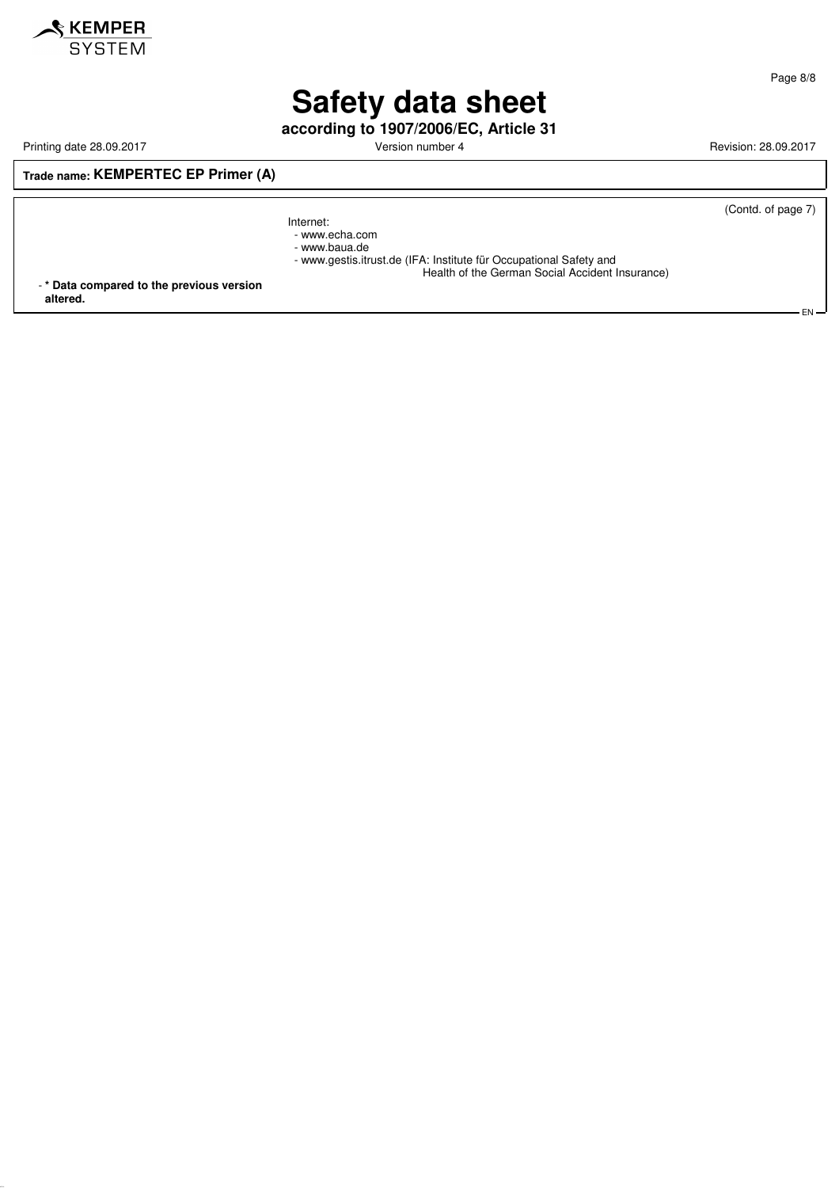**Trade name: KEMPERTEC EP Primer (A)**

(Contd. of page 7)

Internet:
- www.echa.com
- www.baua.de
- www.gestis.itrust.de (IFA: Institute für Occupational Safety and Health of the German Social Accident Insurance)

- **\* Data compared to the previous version altered.**